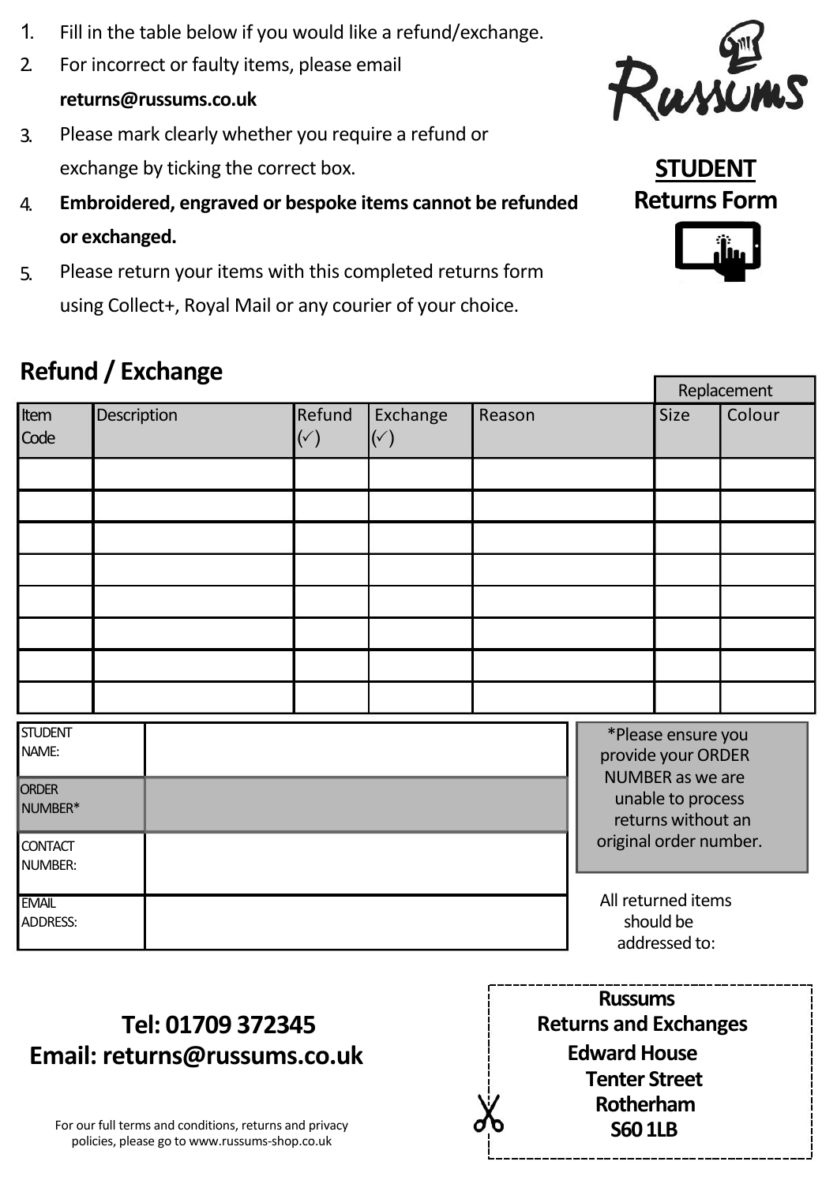1. Fill in the table below if you would like a refund/exchange.
2. For incorrect or faulty items, please email **returns@russums.co.uk**
3. Please mark clearly whether you require a refund or exchange by ticking the correct box.
4. **Embroidered, engraved or bespoke items cannot be refunded or exchanged.**
5. Please return your items with this completed returns form using Collect+, Royal Mail or any courier of your choice.

Russums

## STUDENT Returns Form

## Refund / Exchange

| | | | | | Replacement | |
|---|---|---|---|---|---|---|
| Item Code | Description | Refund (✓) | Exchange (✓) | Reason | Size | Colour |
| | | | | | | |
| | | | | | | |
| | | | | | | |
| | | | | | | |
| | | | | | | |
| | | | | | | |
| | | | | | | |
| | | | | | | |

| | |
|---|---|
| STUDENT NAME: | |
| ORDER NUMBER* | |
| CONTACT NUMBER: | |
| EMAIL ADDRESS: | |

*Please ensure you provide your ORDER NUMBER as we are unable to process returns without an original order number.

All returned items should be addressed to:

**Russums**
**Returns and Exchanges**
**Edward House**
**Tenter Street**
**Rotherham**
**S60 1LB**

**Tel: 01709 372345**
**Email: returns@russums.co.uk**

For our full terms and conditions, returns and privacy policies, please go to www.russums-shop.co.uk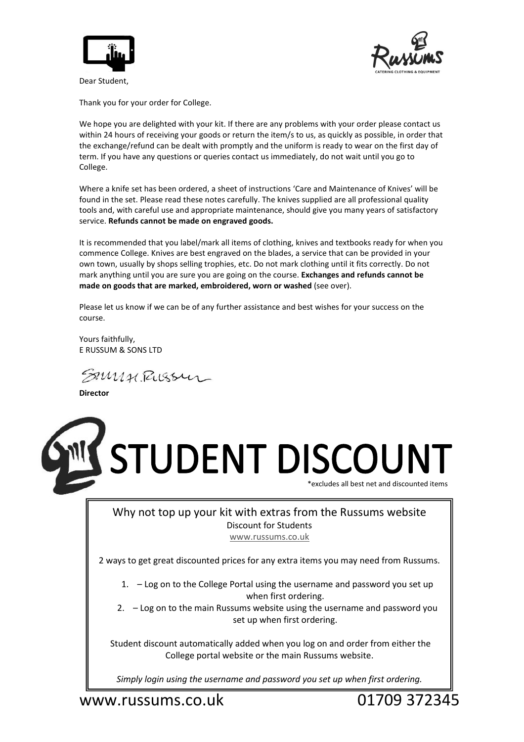Dear Student,

Thank you for your order for College.

We hope you are delighted with your kit. If there are any problems with your order please contact us within 24 hours of receiving your goods or return the item/s to us, as quickly as possible, in order that the exchange/refund can be dealt with promptly and the uniform is ready to wear on the first day of term. If you have any questions or queries contact us immediately, do not wait until you go to College.

Where a knife set has been ordered, a sheet of instructions 'Care and Maintenance of Knives' will be found in the set. Please read these notes carefully. The knives supplied are all professional quality tools and, with careful use and appropriate maintenance, should give you many years of satisfactory service. **Refunds cannot be made on engraved goods.**

It is recommended that you label/mark all items of clothing, knives and textbooks ready for when you commence College. Knives are best engraved on the blades, a service that can be provided in your own town, usually by shops selling trophies, etc. Do not mark clothing until it fits correctly. Do not mark anything until you are sure you are going on the course. **Exchanges and refunds cannot be made on goods that are marked, embroidered, worn or washed** (see over).

Please let us know if we can be of any further assistance and best wishes for your success on the course.

Yours faithfully,
E RUSSUM & SONS LTD

**Director**

# STUDENT DISCOUNT

*excludes all best net and discounted items

Why not top up your kit with extras from the Russums website

Discount for Students

www.russums.co.uk

2 ways to get great discounted prices for any extra items you may need from Russums.

1. – Log on to the College Portal using the username and password you set up when first ordering.
2. – Log on to the main Russums website using the username and password you set up when first ordering.

Student discount automatically added when you log on and order from either the College portal website or the main Russums website.

*Simply login using the username and password you set up when first ordering.*

www.russums.co.uk 01709 372345